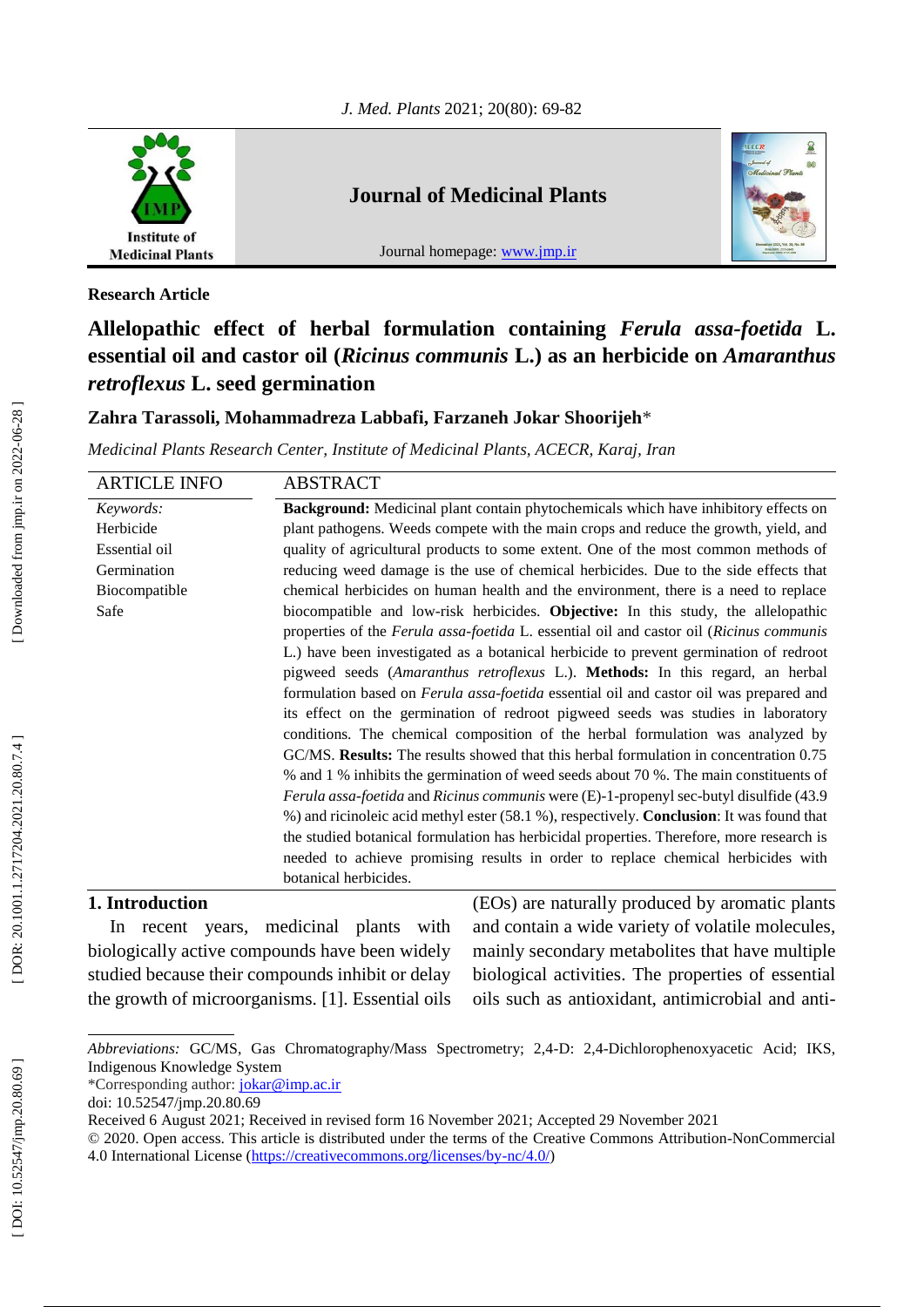**Research Article**

# Allelopathic effect of herbal formulation containing *Ferula assa-foetida* L. essential oil and castor oil (*Ricinus communis* L.) as an herbicide on *Amaranthus retroflexus* L. seed germination

**Zahra Tarassoli, Mohammadreza Labbafi, Farzaneh Jokar Shoorijeh***

*Medicinal Plants Research Center, Institute of Medicinal Plants, ACECR, Karaj, Iran*

| ARTICLE INFO | ABSTRACT |
|---|---|
| *Keywords:* Herbicide, Essential oil, Germination, Biocompatible, Safe | **Background:** Medicinal plant contain phytochemicals which have inhibitory effects on plant pathogens. Weeds compete with the main crops and reduce the growth, yield, and quality of agricultural products to some extent. One of the most common methods of reducing weed damage is the use of chemical herbicides. Due to the side effects that chemical herbicides on human health and the environment, there is a need to replace biocompatible and low-risk herbicides. **Objective:** In this study, the allelopathic properties of the *Ferula assa-foetida* L. essential oil and castor oil (*Ricinus communis* L.) have been investigated as a botanical herbicide to prevent germination of redroot pigweed seeds (*Amaranthus retroflexus* L.). **Methods:** In this regard, an herbal formulation based on *Ferula assa-foetida* essential oil and castor oil was prepared and its effect on the germination of redroot pigweed seeds was studies in laboratory conditions. The chemical composition of the herbal formulation was analyzed by GC/MS. **Results:** The results showed that this herbal formulation in concentration 0.75 % and 1 % inhibits the germination of weed seeds about 70 %. The main constituents of *Ferula assa-foetida* and *Ricinus communis* were (E)-1-propenyl sec-butyl disulfide (43.9 %) and ricinoleic acid methyl ester (58.1 %), respectively. **Conclusion**: It was found that the studied botanical formulation has herbicidal properties. Therefore, more research is needed to achieve promising results in order to replace chemical herbicides with botanical herbicides. |

## 1. Introduction

In recent years, medicinal plants with biologically active compounds have been widely studied because their compounds inhibit or delay the growth of microorganisms. [1]. Essential oils (EOs) are naturally produced by aromatic plants and contain a wide variety of volatile molecules, mainly secondary metabolites that have multiple biological activities. The properties of essential oils such as antioxidant, antimicrobial and anti-

---

*Abbreviations:* GC/MS, Gas Chromatography/Mass Spectrometry; 2,4-D: 2,4-Dichlorophenoxyacetic Acid; IKS, Indigenous Knowledge System

*Corresponding author: jokar@imp.ac.ir

doi: 10.52547/jmp.20.80.69

Received 6 August 2021; Received in revised form 16 November 2021; Accepted 29 November 2021

© 2020. Open access. This article is distributed under the terms of the Creative Commons Attribution-NonCommercial 4.0 International License (https://creativecommons.org/licenses/by-nc/4.0/)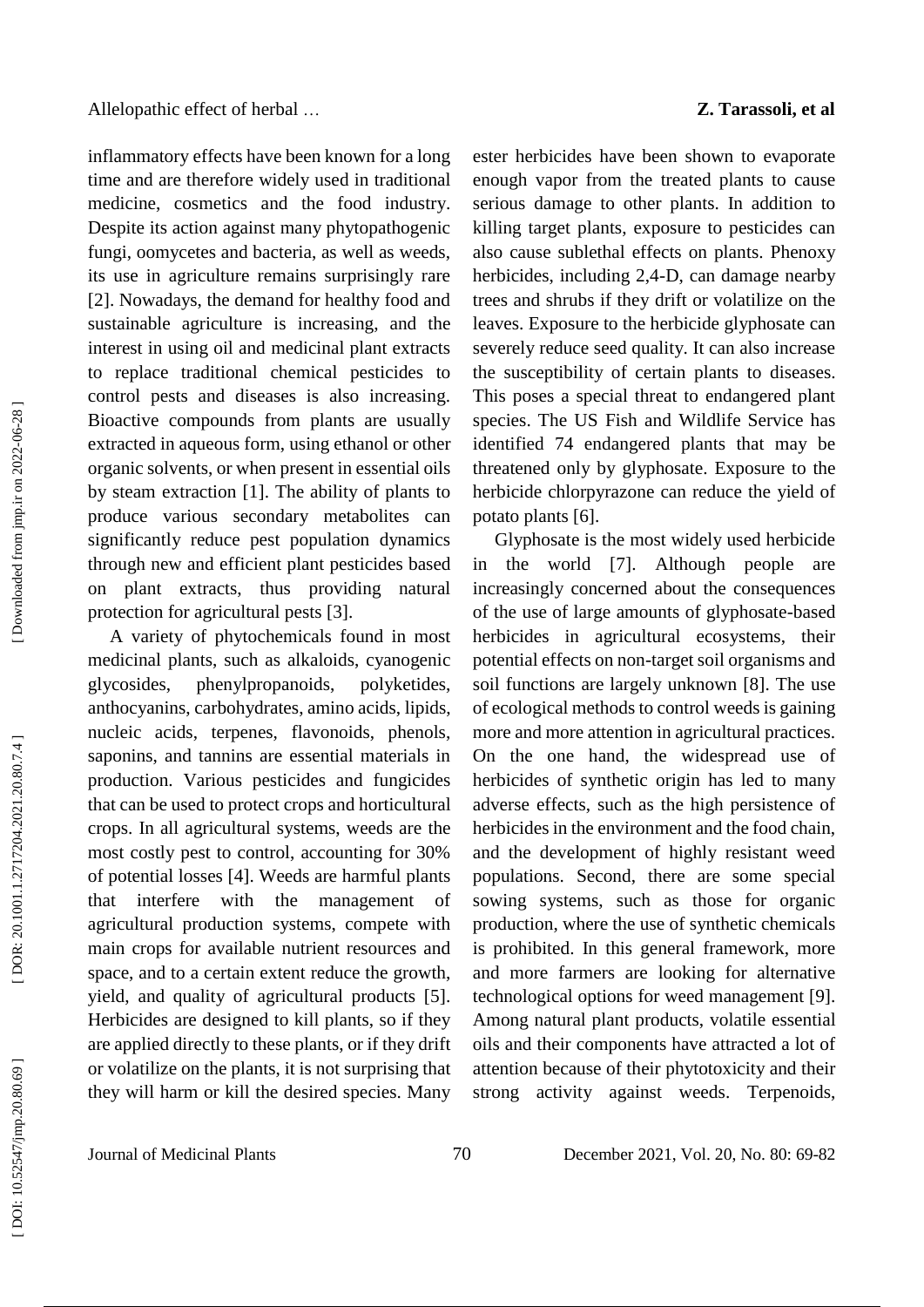inflammatory effects have been known for a long time and are therefore widely used in traditional medicine, cosmetics and the food industry. Despite its action against many phytopathogenic fungi, oomycetes and bacteria, as well as weeds, its use in agriculture remains surprisingly rare [2]. Nowadays, the demand for healthy food and sustainable agriculture is increasing, and the interest in using oil and medicinal plant extracts to replace traditional chemical pesticides to control pests and diseases is also increasing. Bioactive compounds from plants are usually extracted in aqueous form, using ethanol or other organic solvents, or when present in essential oils by steam extraction [1]. The ability of plants to produce various secondary metabolites can significantly reduce pest population dynamics through new and efficient plant pesticides based on plant extracts, thus providing natural protection for agricultural pests [3].

A variety of phytochemicals found in most medicinal plants, such as alkaloids, cyanogenic glycosides, phenylpropanoids, polyketides, anthocyanins, carbohydrates, amino acids, lipids, nucleic acids, terpenes, flavonoids, phenols, saponins, and tannins are essential materials in production. Various pesticides and fungicides that can be used to protect crops and horticultural crops. In all agricultural systems, weeds are the most costly pest to control, accounting for 30% of potential losses [4]. Weeds are harmful plants that interfere with the management of agricultural production systems, compete with main crops for available nutrient resources and space, and to a certain extent reduce the growth, yield, and quality of agricultural products [5]. Herbicides are designed to kill plants, so if they are applied directly to these plants, or if they drift or volatilize on the plants, it is not surprising that they will harm or kill the desired species. Many ester herbicides have been shown to evaporate enough vapor from the treated plants to cause serious damage to other plants. In addition to killing target plants, exposure to pesticides can also cause sublethal effects on plants. Phenoxy herbicides, including 2,4-D, can damage nearby trees and shrubs if they drift or volatilize on the leaves. Exposure to the herbicide glyphosate can severely reduce seed quality. It can also increase the susceptibility of certain plants to diseases. This poses a special threat to endangered plant species. The US Fish and Wildlife Service has identified 74 endangered plants that may be threatened only by glyphosate. Exposure to the herbicide chlorpyrazone can reduce the yield of potato plants [6].

Glyphosate is the most widely used herbicide in the world [7]. Although people are increasingly concerned about the consequences of the use of large amounts of glyphosate-based herbicides in agricultural ecosystems, their potential effects on non-target soil organisms and soil functions are largely unknown [8]. The use of ecological methods to control weeds is gaining more and more attention in agricultural practices. On the one hand, the widespread use of herbicides of synthetic origin has led to many adverse effects, such as the high persistence of herbicides in the environment and the food chain, and the development of highly resistant weed populations. Second, there are some special sowing systems, such as those for organic production, where the use of synthetic chemicals is prohibited. In this general framework, more and more farmers are looking for alternative technological options for weed management [9]. Among natural plant products, volatile essential oils and their components have attracted a lot of attention because of their phytotoxicity and their strong activity against weeds. Terpenoids,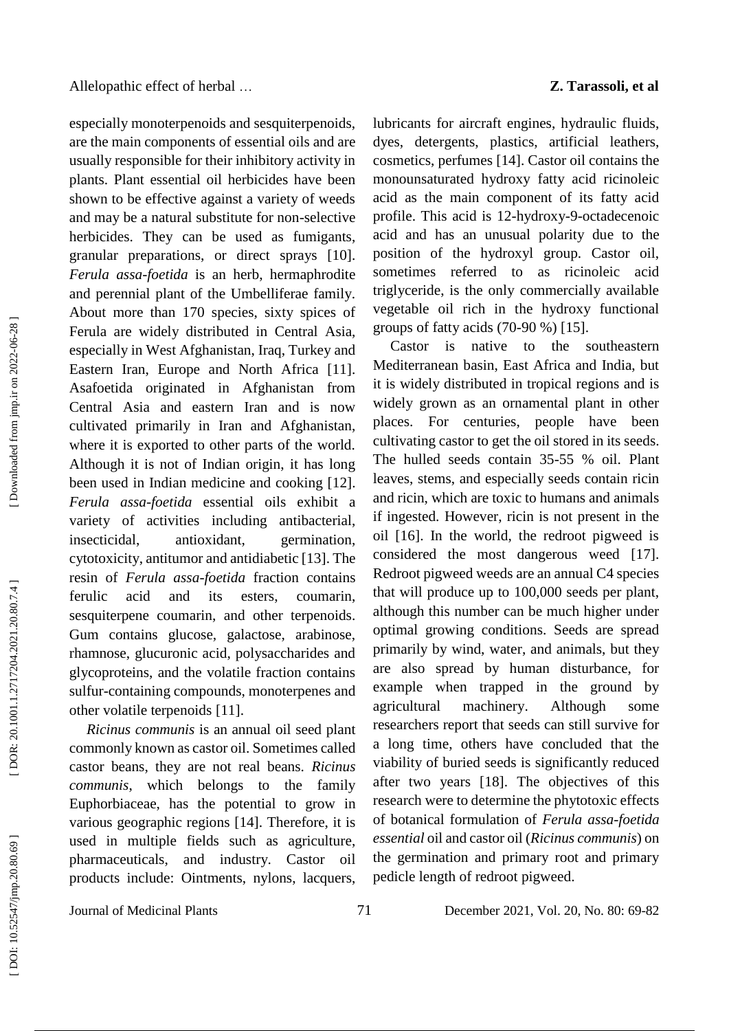especially monoterpenoids and sesquiterpenoids, are the main components of essential oils and are usually responsible for their inhibitory activity in plants. Plant essential oil herbicides have been shown to be effective against a variety of weeds and may be a natural substitute for non-selective herbicides. They can be used as fumigants, granular preparations, or direct sprays [10]. *Ferula assa-foetida* is an herb, hermaphrodite and perennial plant of the Umbelliferae family. About more than 170 species, sixty spices of Ferula are widely distributed in Central Asia, especially in West Afghanistan, Iraq, Turkey and Eastern Iran, Europe and North Africa [11]. Asafoetida originated in Afghanistan from Central Asia and eastern Iran and is now cultivated primarily in Iran and Afghanistan, where it is exported to other parts of the world. Although it is not of Indian origin, it has long been used in Indian medicine and cooking [12]. *Ferula assa-foetida* essential oils exhibit a variety of activities including antibacterial, insecticidal, antioxidant, germination, cytotoxicity, antitumor and antidiabetic [13]. The resin of *Ferula assa-foetida* fraction contains ferulic acid and its esters, coumarin, sesquiterpene coumarin, and other terpenoids. Gum contains glucose, galactose, arabinose, rhamnose, glucuronic acid, polysaccharides and glycoproteins, and the volatile fraction contains sulfur-containing compounds, monoterpenes and other volatile terpenoids [11].

*Ricinus communis* is an annual oil seed plant commonly known as castor oil. Sometimes called castor beans, they are not real beans. *Ricinus communis*, which belongs to the family Euphorbiaceae, has the potential to grow in various geographic regions [14]. Therefore, it is used in multiple fields such as agriculture, pharmaceuticals, and industry. Castor oil products include: Ointments, nylons, lacquers, lubricants for aircraft engines, hydraulic fluids, dyes, detergents, plastics, artificial leathers, cosmetics, perfumes [14]. Castor oil contains the monounsaturated hydroxy fatty acid ricinoleic acid as the main component of its fatty acid profile. This acid is 12-hydroxy-9-octadecenoic acid and has an unusual polarity due to the position of the hydroxyl group. Castor oil, sometimes referred to as ricinoleic acid triglyceride, is the only commercially available vegetable oil rich in the hydroxy functional groups of fatty acids (70-90 %) [15].

Castor is native to the southeastern Mediterranean basin, East Africa and India, but it is widely distributed in tropical regions and is widely grown as an ornamental plant in other places. For centuries, people have been cultivating castor to get the oil stored in its seeds. The hulled seeds contain 35-55 % oil. Plant leaves, stems, and especially seeds contain ricin and ricin, which are toxic to humans and animals if ingested. However, ricin is not present in the oil [16]. In the world, the redroot pigweed is considered the most dangerous weed [17]. Redroot pigweed weeds are an annual C4 species that will produce up to 100,000 seeds per plant, although this number can be much higher under optimal growing conditions. Seeds are spread primarily by wind, water, and animals, but they are also spread by human disturbance, for example when trapped in the ground by agricultural machinery. Although some researchers report that seeds can still survive for a long time, others have concluded that the viability of buried seeds is significantly reduced after two years [18]. The objectives of this research were to determine the phytotoxic effects of botanical formulation of *Ferula assa-foetida essential* oil and castor oil (*Ricinus communis*) on the germination and primary root and primary pedicle length of redroot pigweed.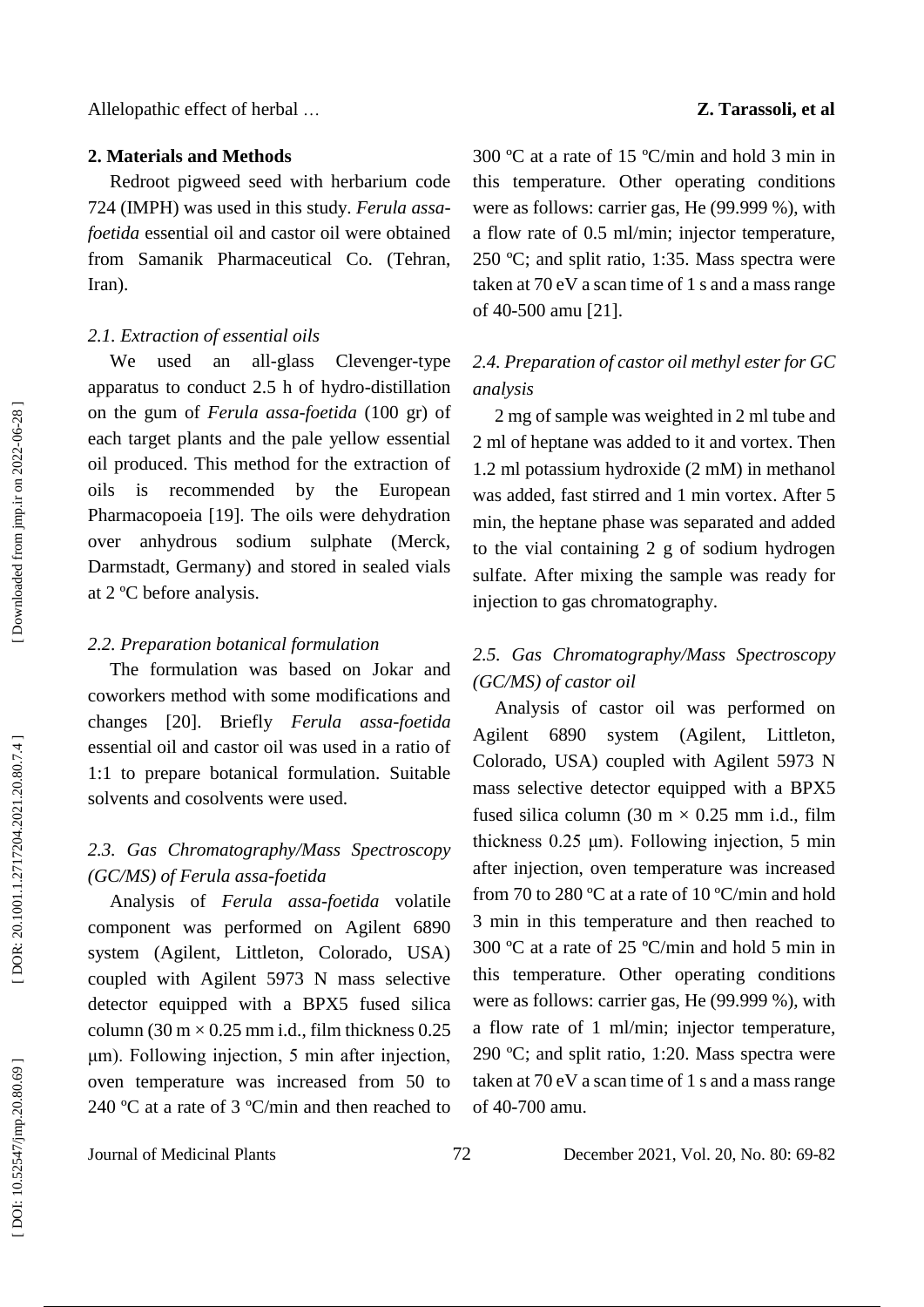## 2. Materials and Methods

Redroot pigweed seed with herbarium code 724 (IMPH) was used in this study. *Ferula assa-foetida* essential oil and castor oil were obtained from Samanik Pharmaceutical Co. (Tehran, Iran).

### *2.1. Extraction of essential oils*

We used an all-glass Clevenger-type apparatus to conduct 2.5 h of hydro-distillation on the gum of *Ferula assa-foetida* (100 gr) of each target plants and the pale yellow essential oil produced. This method for the extraction of oils is recommended by the European Pharmacopoeia [19]. The oils were dehydration over anhydrous sodium sulphate (Merck, Darmstadt, Germany) and stored in sealed vials at 2 ºC before analysis.

### *2.2. Preparation botanical formulation*

The formulation was based on Jokar and coworkers method with some modifications and changes [20]. Briefly *Ferula assa-foetida* essential oil and castor oil was used in a ratio of 1:1 to prepare botanical formulation. Suitable solvents and cosolvents were used.

### *2.3. Gas Chromatography/Mass Spectroscopy (GC/MS) of Ferula assa-foetida*

Analysis of *Ferula assa-foetida* volatile component was performed on Agilent 6890 system (Agilent, Littleton, Colorado, USA) coupled with Agilent 5973 N mass selective detector equipped with a BPX5 fused silica column (30 m × 0.25 mm i.d., film thickness 0.25 μm). Following injection, 5 min after injection, oven temperature was increased from 50 to 240 ºC at a rate of 3 ºC/min and then reached to 300 ºC at a rate of 15 ºC/min and hold 3 min in this temperature. Other operating conditions were as follows: carrier gas, He (99.999 %), with a flow rate of 0.5 ml/min; injector temperature, 250 ºC; and split ratio, 1:35. Mass spectra were taken at 70 eV a scan time of 1 s and a mass range of 40-500 amu [21].

### *2.4. Preparation of castor oil methyl ester for GC analysis*

2 mg of sample was weighted in 2 ml tube and 2 ml of heptane was added to it and vortex. Then 1.2 ml potassium hydroxide (2 mM) in methanol was added, fast stirred and 1 min vortex. After 5 min, the heptane phase was separated and added to the vial containing 2 g of sodium hydrogen sulfate. After mixing the sample was ready for injection to gas chromatography.

### *2.5. Gas Chromatography/Mass Spectroscopy (GC/MS) of castor oil*

Analysis of castor oil was performed on Agilent 6890 system (Agilent, Littleton, Colorado, USA) coupled with Agilent 5973 N mass selective detector equipped with a BPX5 fused silica column (30 m × 0.25 mm i.d., film thickness 0.25 μm). Following injection, 5 min after injection, oven temperature was increased from 70 to 280 ºC at a rate of 10 ºC/min and hold 3 min in this temperature and then reached to 300 ºC at a rate of 25 ºC/min and hold 5 min in this temperature. Other operating conditions were as follows: carrier gas, He (99.999 %), with a flow rate of 1 ml/min; injector temperature, 290 ºC; and split ratio, 1:20. Mass spectra were taken at 70 eV a scan time of 1 s and a mass range of 40-700 amu.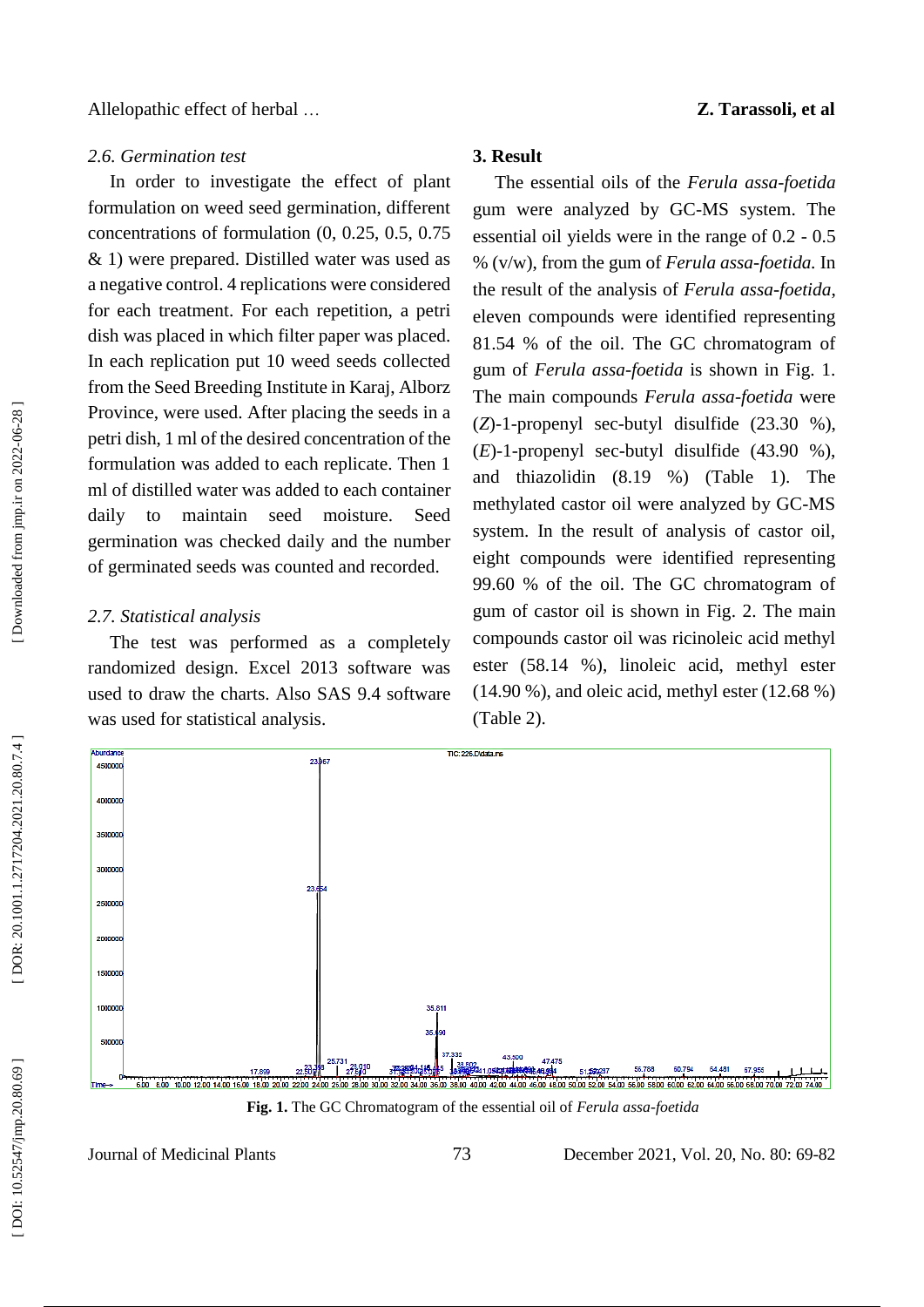### 2.6. Germination test

In order to investigate the effect of plant formulation on weed seed germination, different concentrations of formulation (0, 0.25, 0.5, 0.75 & 1) were prepared. Distilled water was used as a negative control. 4 replications were considered for each treatment. For each repetition, a petri dish was placed in which filter paper was placed. In each replication put 10 weed seeds collected from the Seed Breeding Institute in Karaj, Alborz Province, were used. After placing the seeds in a petri dish, 1 ml of the desired concentration of the formulation was added to each replicate. Then 1 ml of distilled water was added to each container daily to maintain seed moisture. Seed germination was checked daily and the number of germinated seeds was counted and recorded.

### 2.7. Statistical analysis

The test was performed as a completely randomized design. Excel 2013 software was used to draw the charts. Also SAS 9.4 software was used for statistical analysis.

## 3. Result

The essential oils of the *Ferula assa-foetida* gum were analyzed by GC-MS system. The essential oil yields were in the range of 0.2 - 0.5 % (v/w), from the gum of *Ferula assa-foetida.* In the result of the analysis of *Ferula assa-foetida*, eleven compounds were identified representing 81.54 % of the oil. The GC chromatogram of gum of *Ferula assa-foetida* is shown in Fig. 1. The main compounds *Ferula assa-foetida* were (*Z*)-1-propenyl sec-butyl disulfide (23.30 %), (*E*)-1-propenyl sec-butyl disulfide (43.90 %), and thiazolidin (8.19 %) (Table 1). The methylated castor oil were analyzed by GC-MS system. In the result of analysis of castor oil, eight compounds were identified representing 99.60 % of the oil. The GC chromatogram of gum of castor oil is shown in Fig. 2. The main compounds castor oil was ricinoleic acid methyl ester (58.14 %), linoleic acid, methyl ester (14.90 %), and oleic acid, methyl ester (12.68 %) (Table 2).

**Fig. 1.** The GC Chromatogram of the essential oil of *Ferula assa-foetida*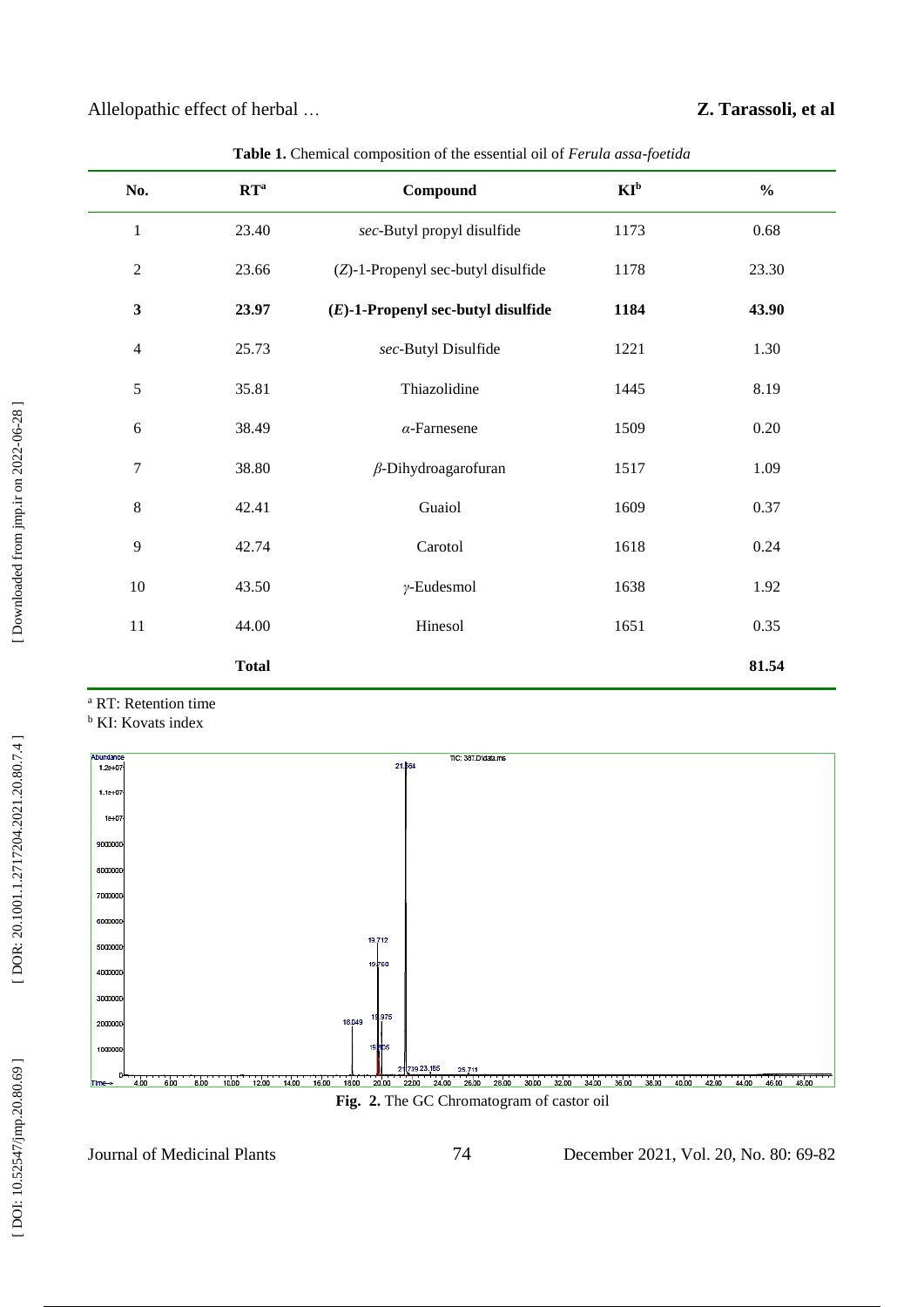**Table 1.** Chemical composition of the essential oil of *Ferula assa-foetida*

| No. | RT[a] | Compound | KI[b] | % |
|---|---|---|---|---|
| 1 | 23.40 | *sec*-Butyl propyl disulfide | 1173 | 0.68 |
| 2 | 23.66 | (*Z*)-1-Propenyl sec-butyl disulfide | 1178 | 23.30 |
| **3** | **23.97** | **(*E*)-1-Propenyl sec-butyl disulfide** | **1184** | **43.90** |
| 4 | 25.73 | *sec*-Butyl Disulfide | 1221 | 1.30 |
| 5 | 35.81 | Thiazolidine | 1445 | 8.19 |
| 6 | 38.49 | *α*-Farnesene | 1509 | 0.20 |
| 7 | 38.80 | *β*-Dihydroagarofuran | 1517 | 1.09 |
| 8 | 42.41 | Guaiol | 1609 | 0.37 |
| 9 | 42.74 | Carotol | 1618 | 0.24 |
| 10 | 43.50 | *γ*-Eudesmol | 1638 | 1.92 |
| 11 | 44.00 | Hinesol | 1651 | 0.35 |
| | **Total** | | | **81.54** |

[a] RT: Retention time
[b] KI: Kovats index

**Fig. 2.** The GC Chromatogram of castor oil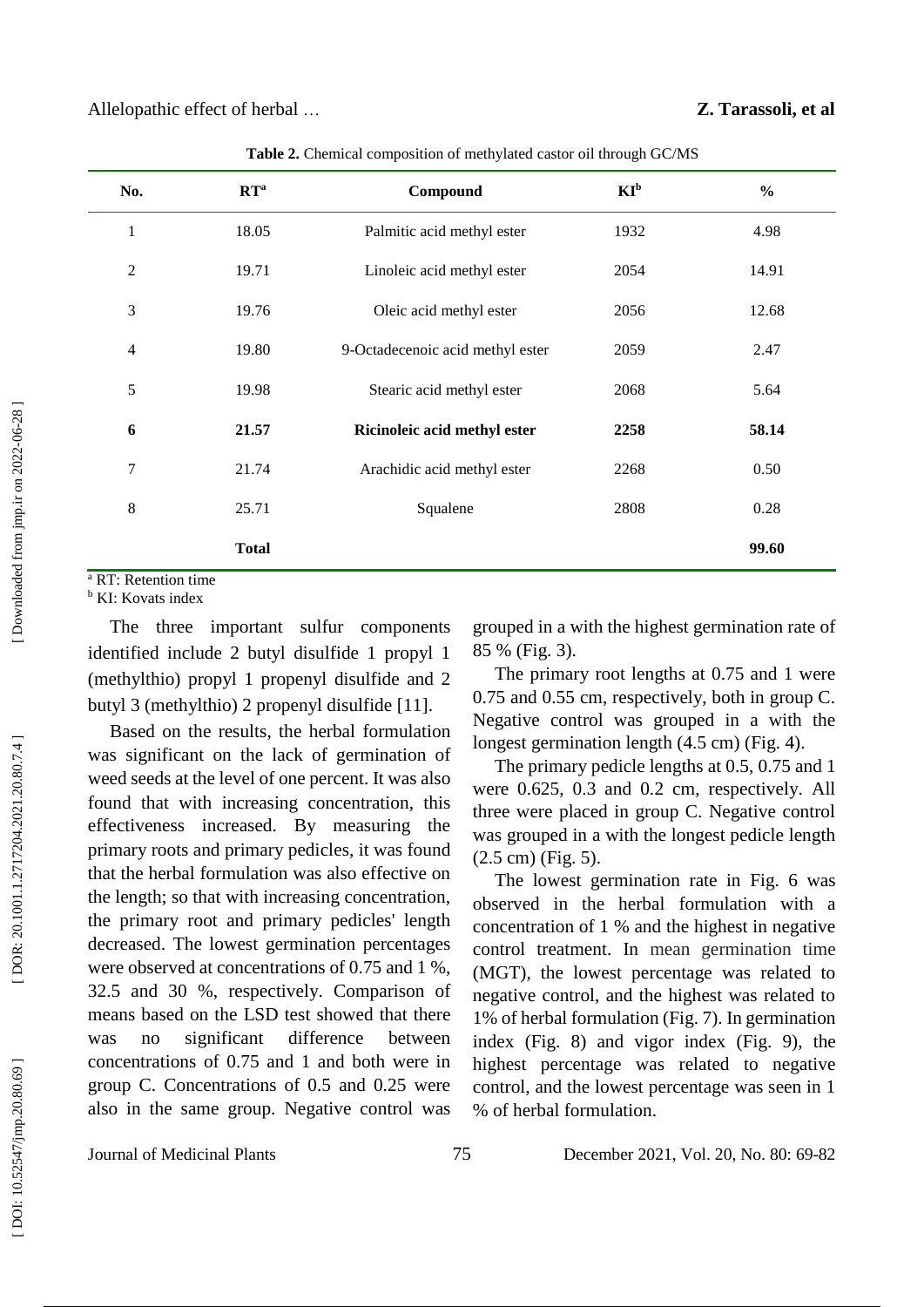**Table 2.** Chemical composition of methylated castor oil through GC/MS

| No. | RT[a] | Compound | KI[b] | % |
|---|---|---|---|---|
| 1 | 18.05 | Palmitic acid methyl ester | 1932 | 4.98 |
| 2 | 19.71 | Linoleic acid methyl ester | 2054 | 14.91 |
| 3 | 19.76 | Oleic acid methyl ester | 2056 | 12.68 |
| 4 | 19.80 | 9-Octadecenoic acid methyl ester | 2059 | 2.47 |
| 5 | 19.98 | Stearic acid methyl ester | 2068 | 5.64 |
| **6** | **21.57** | **Ricinoleic acid methyl ester** | **2258** | **58.14** |
| 7 | 21.74 | Arachidic acid methyl ester | 2268 | 0.50 |
| 8 | 25.71 | Squalene | 2808 | 0.28 |
| | **Total** | | | **99.60** |

[a] RT: Retention time
[b] KI: Kovats index

The three important sulfur components identified include 2 butyl disulfide 1 propyl 1 (methylthio) propyl 1 propenyl disulfide and 2 butyl 3 (methylthio) 2 propenyl disulfide [11].

Based on the results, the herbal formulation was significant on the lack of germination of weed seeds at the level of one percent. It was also found that with increasing concentration, this effectiveness increased. By measuring the primary roots and primary pedicles, it was found that the herbal formulation was also effective on the length; so that with increasing concentration, the primary root and primary pedicles' length decreased. The lowest germination percentages were observed at concentrations of 0.75 and 1 %, 32.5 and 30 %, respectively. Comparison of means based on the LSD test showed that there was no significant difference between concentrations of 0.75 and 1 and both were in group C. Concentrations of 0.5 and 0.25 were also in the same group. Negative control was grouped in a with the highest germination rate of 85 % (Fig. 3).

The primary root lengths at 0.75 and 1 were 0.75 and 0.55 cm, respectively, both in group C. Negative control was grouped in a with the longest germination length (4.5 cm) (Fig. 4).

The primary pedicle lengths at 0.5, 0.75 and 1 were 0.625, 0.3 and 0.2 cm, respectively. All three were placed in group C. Negative control was grouped in a with the longest pedicle length (2.5 cm) (Fig. 5).

The lowest germination rate in Fig. 6 was observed in the herbal formulation with a concentration of 1 % and the highest in negative control treatment. In mean germination time (MGT), the lowest percentage was related to negative control, and the highest was related to 1% of herbal formulation (Fig. 7). In germination index (Fig. 8) and vigor index (Fig. 9), the highest percentage was related to negative control, and the lowest percentage was seen in 1 % of herbal formulation.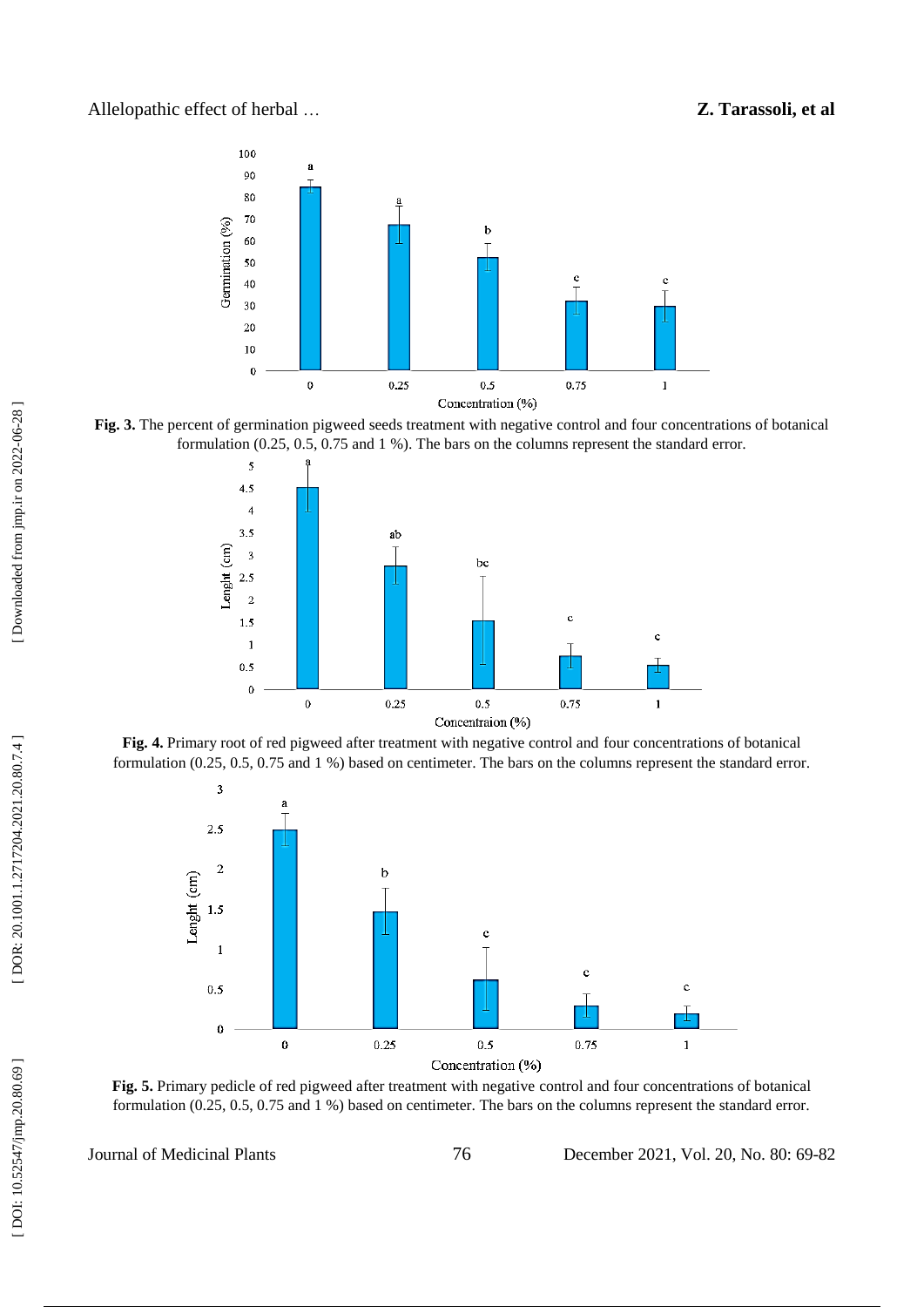**Fig. 3.** The percent of germination pigweed seeds treatment with negative control and four concentrations of botanical formulation (0.25, 0.5, 0.75 and 1 %). The bars on the columns represent the standard error.

**Fig. 4.** Primary root of red pigweed after treatment with negative control and four concentrations of botanical formulation (0.25, 0.5, 0.75 and 1 %) based on centimeter. The bars on the columns represent the standard error.

**Fig. 5.** Primary pedicle of red pigweed after treatment with negative control and four concentrations of botanical formulation (0.25, 0.5, 0.75 and 1 %) based on centimeter. The bars on the columns represent the standard error.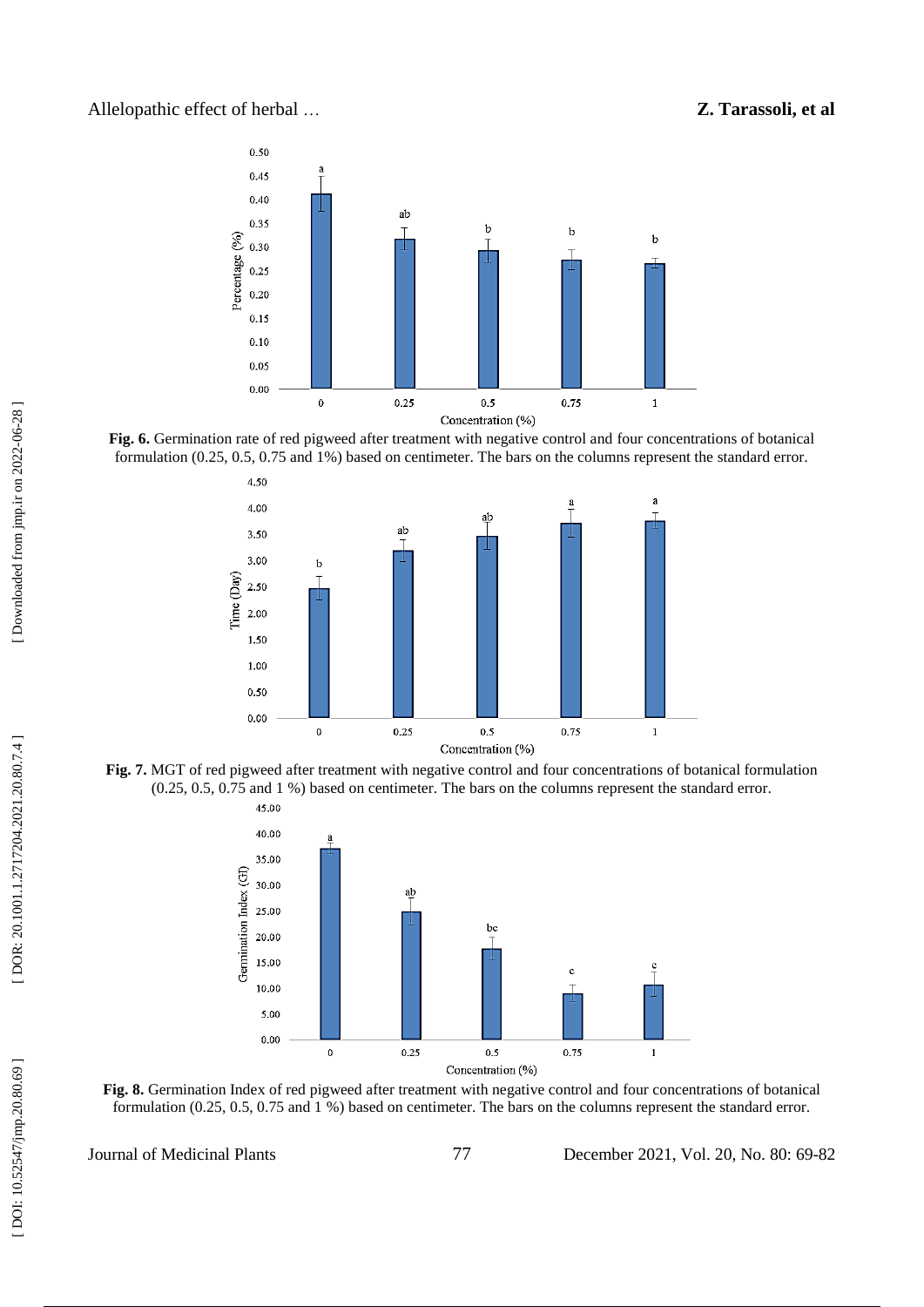**Fig. 6.** Germination rate of red pigweed after treatment with negative control and four concentrations of botanical formulation (0.25, 0.5, 0.75 and 1%) based on centimeter. The bars on the columns represent the standard error.

**Fig. 7.** MGT of red pigweed after treatment with negative control and four concentrations of botanical formulation (0.25, 0.5, 0.75 and 1 %) based on centimeter. The bars on the columns represent the standard error.

**Fig. 8.** Germination Index of red pigweed after treatment with negative control and four concentrations of botanical formulation (0.25, 0.5, 0.75 and 1 %) based on centimeter. The bars on the columns represent the standard error.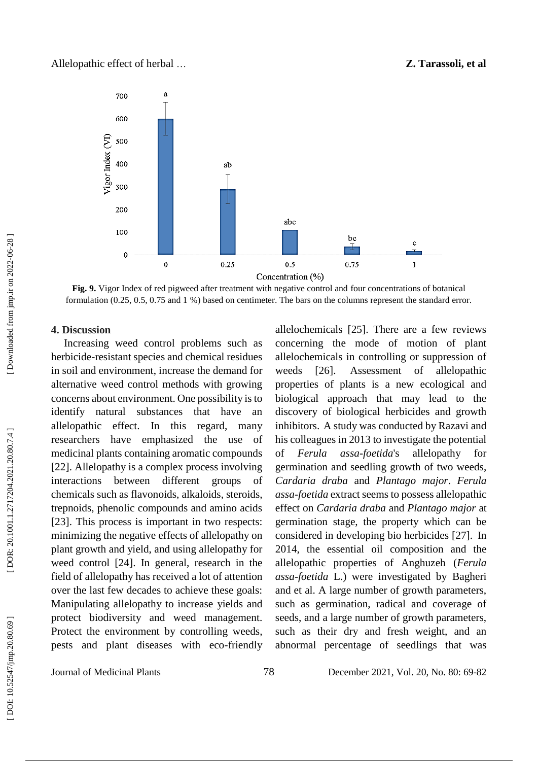**Fig. 9.** Vigor Index of red pigweed after treatment with negative control and four concentrations of botanical formulation (0.25, 0.5, 0.75 and 1 %) based on centimeter. The bars on the columns represent the standard error.

## 4. Discussion

Increasing weed control problems such as herbicide-resistant species and chemical residues in soil and environment, increase the demand for alternative weed control methods with growing concerns about environment. One possibility is to identify natural substances that have an allelopathic effect. In this regard, many researchers have emphasized the use of medicinal plants containing aromatic compounds [22]. Allelopathy is a complex process involving interactions between different groups of chemicals such as flavonoids, alkaloids, steroids, trepnoids, phenolic compounds and amino acids [23]. This process is important in two respects: minimizing the negative effects of allelopathy on plant growth and yield, and using allelopathy for weed control [24]. In general, research in the field of allelopathy has received a lot of attention over the last few decades to achieve these goals: Manipulating allelopathy to increase yields and protect biodiversity and weed management. Protect the environment by controlling weeds, pests and plant diseases with eco-friendly allelochemicals [25]. There are a few reviews concerning the mode of motion of plant allelochemicals in controlling or suppression of weeds [26]. Assessment of allelopathic properties of plants is a new ecological and biological approach that may lead to the discovery of biological herbicides and growth inhibitors. A study was conducted by Razavi and his colleagues in 2013 to investigate the potential of *Ferula assa-foetida*'s allelopathy for germination and seedling growth of two weeds, *Cardaria draba* and *Plantago major*. *Ferula assa-foetida* extract seems to possess allelopathic effect on *Cardaria draba* and *Plantago major* at germination stage, the property which can be considered in developing bio herbicides [27]. In 2014, the essential oil composition and the allelopathic properties of Anghuzeh (*Ferula assa-foetida* L.) were investigated by Bagheri and et al. A large number of growth parameters, such as germination, radical and coverage of seeds, and a large number of growth parameters, such as their dry and fresh weight, and an abnormal percentage of seedlings that was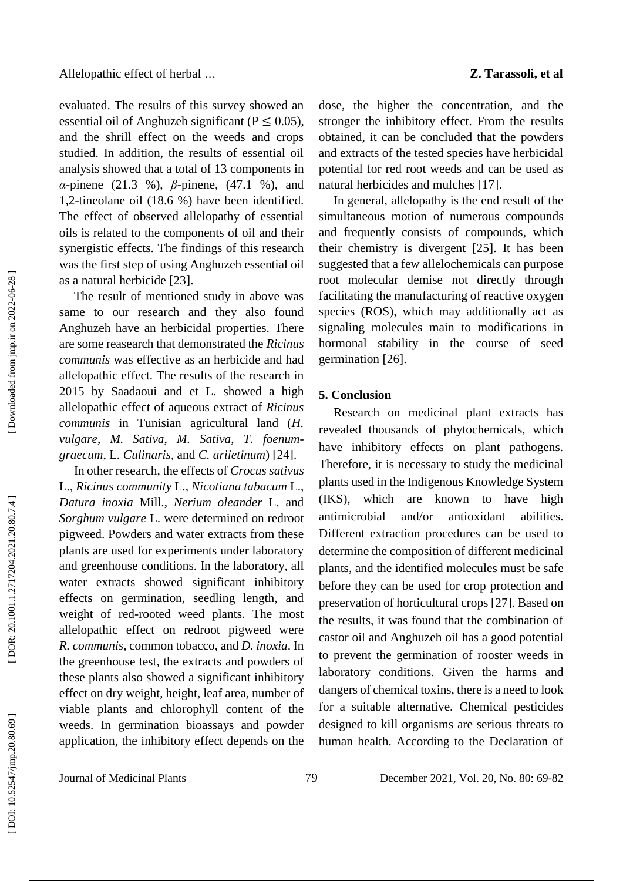evaluated. The results of this survey showed an essential oil of Anghuzeh significant ($P \leq 0.05$), and the shrill effect on the weeds and crops studied. In addition, the results of essential oil analysis showed that a total of 13 components in *α*-pinene (21.3 %), *β*-pinene, (47.1 %), and 1,2-tineolane oil (18.6 %) have been identified. The effect of observed allelopathy of essential oils is related to the components of oil and their synergistic effects. The findings of this research was the first step of using Anghuzeh essential oil as a natural herbicide [23].

The result of mentioned study in above was same to our research and they also found Anghuzeh have an herbicidal properties. There are some reasearch that demonstrated the *Ricinus communis* was effective as an herbicide and had allelopathic effect. The results of the research in 2015 by Saadaoui and et L. showed a high allelopathic effect of aqueous extract of *Ricinus communis* in Tunisian agricultural land (*H. vulgare*, *M. Sativa*, *M. Sativa*, *T. foenum-graecum*, L. *Culinaris*, and *C. ariietinum*) [24].

In other research, the effects of *Crocus sativus* L., *Ricinus community* L., *Nicotiana tabacum* L., *Datura inoxia* Mill., *Nerium oleander* L. and *Sorghum vulgare* L. were determined on redroot pigweed. Powders and water extracts from these plants are used for experiments under laboratory and greenhouse conditions. In the laboratory, all water extracts showed significant inhibitory effects on germination, seedling length, and weight of red-rooted weed plants. The most allelopathic effect on redroot pigweed were *R. communis*, common tobacco, and *D. inoxia*. In the greenhouse test, the extracts and powders of these plants also showed a significant inhibitory effect on dry weight, height, leaf area, number of viable plants and chlorophyll content of the weeds. In germination bioassays and powder application, the inhibitory effect depends on the dose, the higher the concentration, and the stronger the inhibitory effect. From the results obtained, it can be concluded that the powders and extracts of the tested species have herbicidal potential for red root weeds and can be used as natural herbicides and mulches [17].

In general, allelopathy is the end result of the simultaneous motion of numerous compounds and frequently consists of compounds, which their chemistry is divergent [25]. It has been suggested that a few allelochemicals can purpose root molecular demise not directly through facilitating the manufacturing of reactive oxygen species (ROS), which may additionally act as signaling molecules main to modifications in hormonal stability in the course of seed germination [26].

## 5. Conclusion

Research on medicinal plant extracts has revealed thousands of phytochemicals, which have inhibitory effects on plant pathogens. Therefore, it is necessary to study the medicinal plants used in the Indigenous Knowledge System (IKS), which are known to have high antimicrobial and/or antioxidant abilities. Different extraction procedures can be used to determine the composition of different medicinal plants, and the identified molecules must be safe before they can be used for crop protection and preservation of horticultural crops [27]. Based on the results, it was found that the combination of castor oil and Anghuzeh oil has a good potential to prevent the germination of rooster weeds in laboratory conditions. Given the harms and dangers of chemical toxins, there is a need to look for a suitable alternative. Chemical pesticides designed to kill organisms are serious threats to human health. According to the Declaration of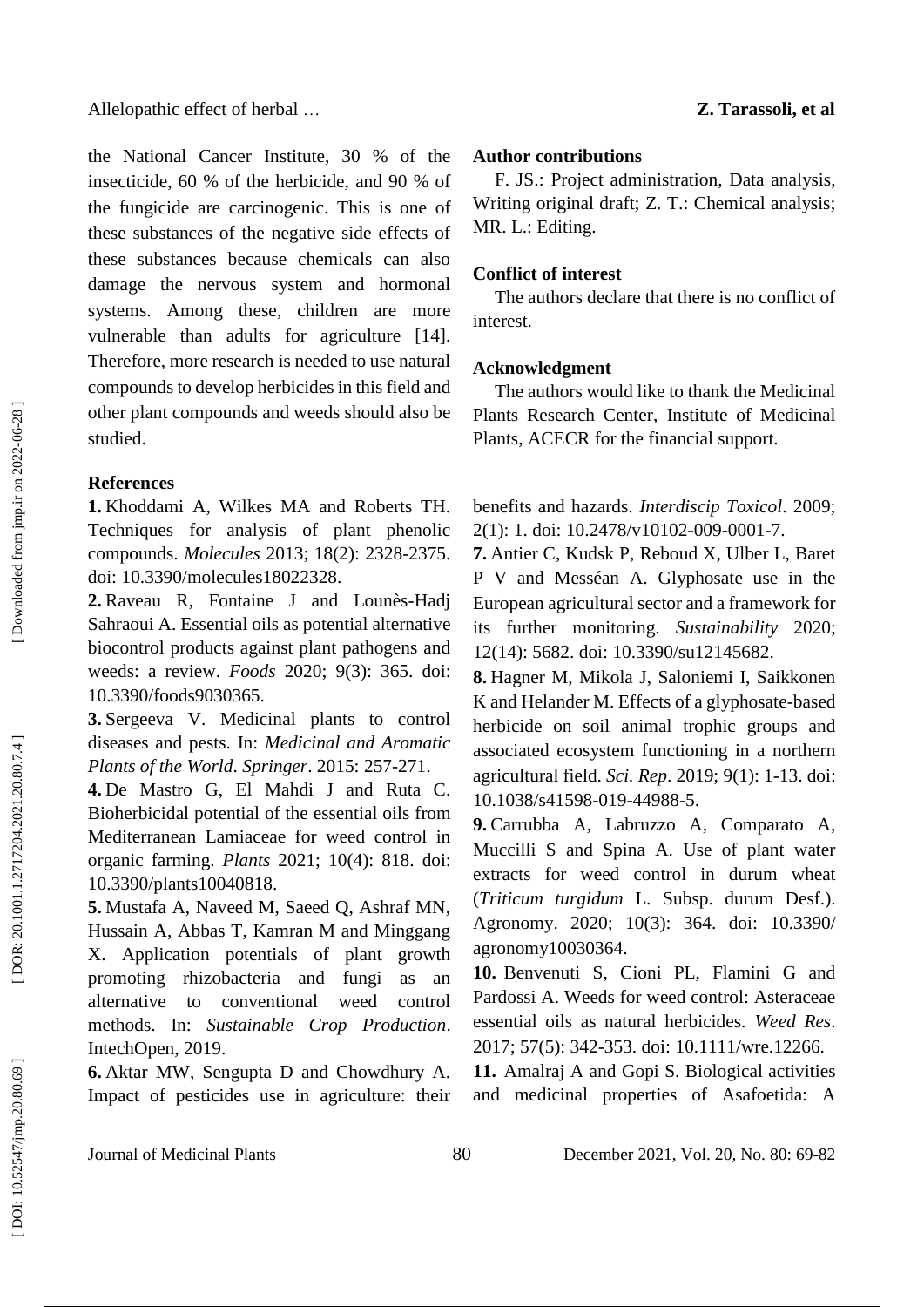the National Cancer Institute, 30 % of the insecticide, 60 % of the herbicide, and 90 % of the fungicide are carcinogenic. This is one of these substances of the negative side effects of these substances because chemicals can also damage the nervous system and hormonal systems. Among these, children are more vulnerable than adults for agriculture [14]. Therefore, more research is needed to use natural compounds to develop herbicides in this field and other plant compounds and weeds should also be studied.

**Author contributions**

F. JS.: Project administration, Data analysis, Writing original draft; Z. T.: Chemical analysis; MR. L.: Editing.

**Conflict of interest**

The authors declare that there is no conflict of interest.

**Acknowledgment**

The authors would like to thank the Medicinal Plants Research Center, Institute of Medicinal Plants, ACECR for the financial support.

**References**

**1.** Khoddami A, Wilkes MA and Roberts TH. Techniques for analysis of plant phenolic compounds. *Molecules* 2013; 18(2): 2328-2375. doi: 10.3390/molecules18022328.

**2.** Raveau R, Fontaine J and Lounès-Hadj Sahraoui A. Essential oils as potential alternative biocontrol products against plant pathogens and weeds: a review. *Foods* 2020; 9(3): 365. doi: 10.3390/foods9030365.

**3.** Sergeeva V. Medicinal plants to control diseases and pests. In: *Medicinal and Aromatic Plants of the World*. *Springer*. 2015: 257-271.

**4.** De Mastro G, El Mahdi J and Ruta C. Bioherbicidal potential of the essential oils from Mediterranean Lamiaceae for weed control in organic farming. *Plants* 2021; 10(4): 818. doi: 10.3390/plants10040818.

**5.** Mustafa A, Naveed M, Saeed Q, Ashraf MN, Hussain A, Abbas T, Kamran M and Minggang X. Application potentials of plant growth promoting rhizobacteria and fungi as an alternative to conventional weed control methods. In: *Sustainable Crop Production*. IntechOpen, 2019.

**6.** Aktar MW, Sengupta D and Chowdhury A. Impact of pesticides use in agriculture: their benefits and hazards. *Interdiscip Toxicol*. 2009; 2(1): 1. doi: 10.2478/v10102-009-0001-7.

**7.** Antier C, Kudsk P, Reboud X, Ulber L, Baret P V and Messéan A. Glyphosate use in the European agricultural sector and a framework for its further monitoring. *Sustainability* 2020; 12(14): 5682. doi: 10.3390/su12145682.

**8.** Hagner M, Mikola J, Saloniemi I, Saikkonen K and Helander M. Effects of a glyphosate-based herbicide on soil animal trophic groups and associated ecosystem functioning in a northern agricultural field. *Sci. Rep*. 2019; 9(1): 1-13. doi: 10.1038/s41598-019-44988-5.

**9.** Carrubba A, Labruzzo A, Comparato A, Muccilli S and Spina A. Use of plant water extracts for weed control in durum wheat (*Triticum turgidum* L. Subsp. durum Desf.). Agronomy. 2020; 10(3): 364. doi: 10.3390/ agronomy10030364.

**10.** Benvenuti S, Cioni PL, Flamini G and Pardossi A. Weeds for weed control: Asteraceae essential oils as natural herbicides. *Weed Res*. 2017; 57(5): 342-353. doi: 10.1111/wre.12266.

**11.** Amalraj A and Gopi S. Biological activities and medicinal properties of Asafoetida: A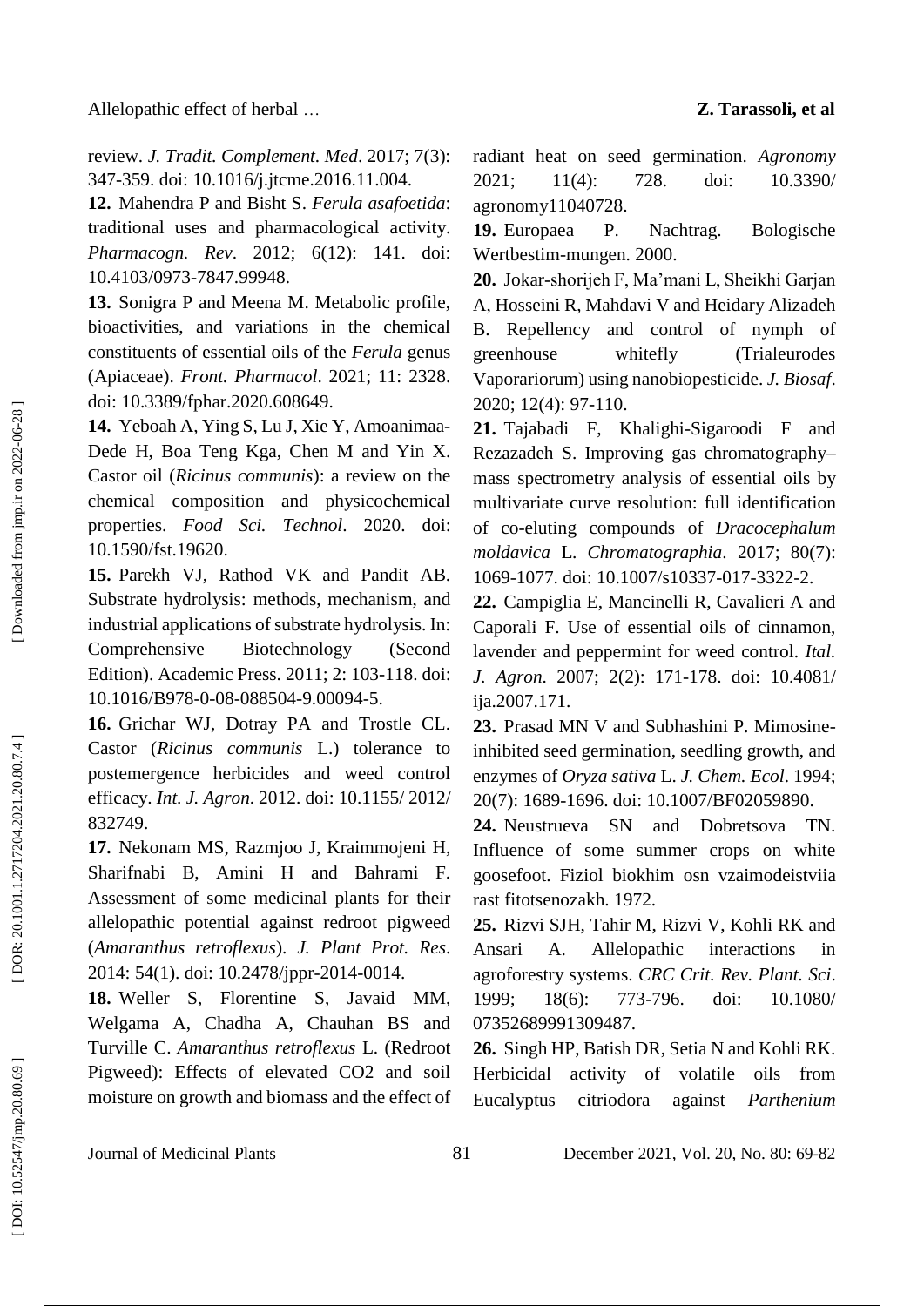review. *J. Tradit. Complement. Med*. 2017; 7(3): 347-359. doi: 10.1016/j.jtcme.2016.11.004.

**12.** Mahendra P and Bisht S. *Ferula asafoetida*: traditional uses and pharmacological activity. *Pharmacogn. Rev*. 2012; 6(12): 141. doi: 10.4103/0973-7847.99948.

**13.** Sonigra P and Meena M. Metabolic profile, bioactivities, and variations in the chemical constituents of essential oils of the *Ferula* genus (Apiaceae). *Front. Pharmacol*. 2021; 11: 2328. doi: 10.3389/fphar.2020.608649.

**14.** Yeboah A, Ying S, Lu J, Xie Y, Amoanimaa-Dede H, Boa Teng Kga, Chen M and Yin X. Castor oil (*Ricinus communis*): a review on the chemical composition and physicochemical properties. *Food Sci. Technol*. 2020. doi: 10.1590/fst.19620.

**15.** Parekh VJ, Rathod VK and Pandit AB. Substrate hydrolysis: methods, mechanism, and industrial applications of substrate hydrolysis. In: Comprehensive Biotechnology (Second Edition). Academic Press. 2011; 2: 103-118. doi: 10.1016/B978-0-08-088504-9.00094-5.

**16.** Grichar WJ, Dotray PA and Trostle CL. Castor (*Ricinus communis* L.) tolerance to postemergence herbicides and weed control efficacy. *Int. J. Agron*. 2012. doi: 10.1155/ 2012/ 832749.

**17.** Nekonam MS, Razmjoo J, Kraimmojeni H, Sharifnabi B, Amini H and Bahrami F. Assessment of some medicinal plants for their allelopathic potential against redroot pigweed (*Amaranthus retroflexus*). *J. Plant Prot. Res*. 2014: 54(1). doi: 10.2478/jppr-2014-0014.

**18.** Weller S, Florentine S, Javaid MM, Welgama A, Chadha A, Chauhan BS and Turville C. *Amaranthus retroflexus* L. (Redroot Pigweed): Effects of elevated CO2 and soil moisture on growth and biomass and the effect of radiant heat on seed germination. *Agronomy* 2021; 11(4): 728. doi: 10.3390/ agronomy11040728.

**19.** Europaea P. Nachtrag. Bologische Wertbestim-mungen. 2000.

**20.** Jokar-shorijeh F, Ma'mani L, Sheikhi Garjan A, Hosseini R, Mahdavi V and Heidary Alizadeh B. Repellency and control of nymph of greenhouse whitefly (Trialeurodes Vaporariorum) using nanobiopesticide. *J. Biosaf*. 2020; 12(4): 97-110.

**21.** Tajabadi F, Khalighi-Sigaroodi F and Rezazadeh S. Improving gas chromatography–mass spectrometry analysis of essential oils by multivariate curve resolution: full identification of co-eluting compounds of *Dracocephalum moldavica* L. *Chromatographia*. 2017; 80(7): 1069-1077. doi: 10.1007/s10337-017-3322-2.

**22.** Campiglia E, Mancinelli R, Cavalieri A and Caporali F. Use of essential oils of cinnamon, lavender and peppermint for weed control. *Ital. J. Agron*. 2007; 2(2): 171-178. doi: 10.4081/ ija.2007.171.

**23.** Prasad MN V and Subhashini P. Mimosine-inhibited seed germination, seedling growth, and enzymes of *Oryza sativa* L. *J. Chem. Ecol*. 1994; 20(7): 1689-1696. doi: 10.1007/BF02059890.

**24.** Neustrueva SN and Dobretsova TN. Influence of some summer crops on white goosefoot. Fiziol biokhim osn vzaimodeistviia rast fitotsenozakh. 1972.

**25.** Rizvi SJH, Tahir M, Rizvi V, Kohli RK and Ansari A. Allelopathic interactions in agroforestry systems. *CRC Crit. Rev. Plant. Sci*. 1999; 18(6): 773-796. doi: 10.1080/ 07352689991309487.

**26.** Singh HP, Batish DR, Setia N and Kohli RK. Herbicidal activity of volatile oils from Eucalyptus citriodora against *Parthenium*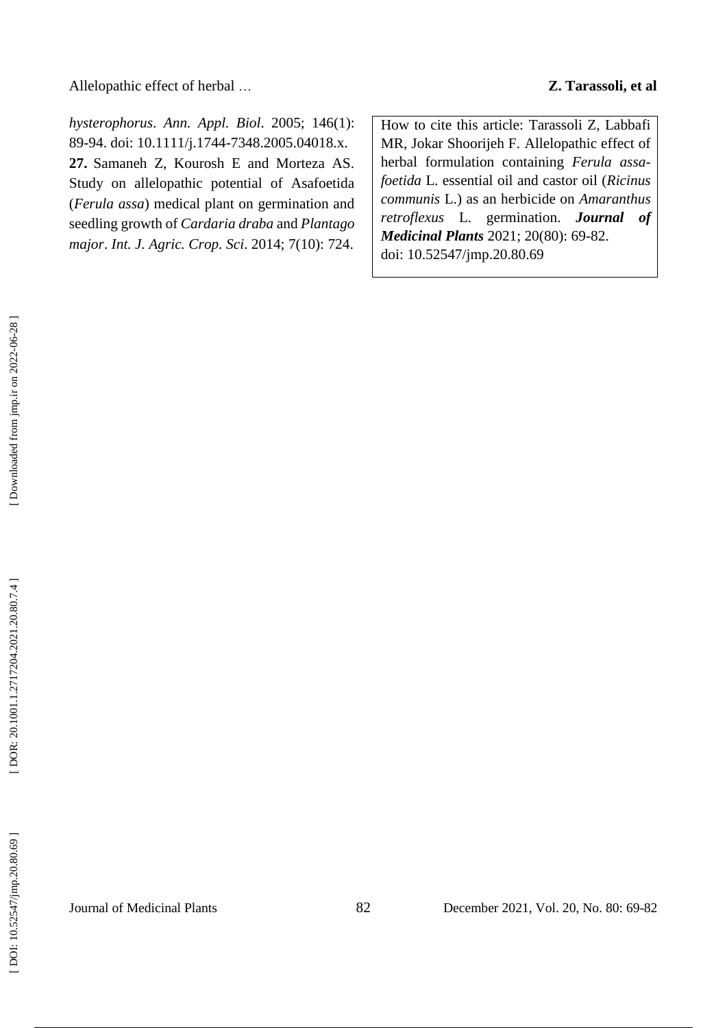*hysterophorus*. *Ann. Appl. Biol*. 2005; 146(1): 89-94. doi: 10.1111/j.1744-7348.2005.04018.x.

**27.** Samaneh Z, Kourosh E and Morteza AS. Study on allelopathic potential of Asafoetida (*Ferula assa*) medical plant on germination and seedling growth of *Cardaria draba* and *Plantago major*. *Int. J. Agric. Crop. Sci*. 2014; 7(10): 724.

How to cite this article: Tarassoli Z, Labbafi MR, Jokar Shoorijeh F. Allelopathic effect of herbal formulation containing *Ferula assa-foetida* L. essential oil and castor oil (*Ricinus communis* L.) as an herbicide on *Amaranthus retroflexus* L. germination. ***Journal of Medicinal Plants*** 2021; 20(80): 69-82. doi: 10.52547/jmp.20.80.69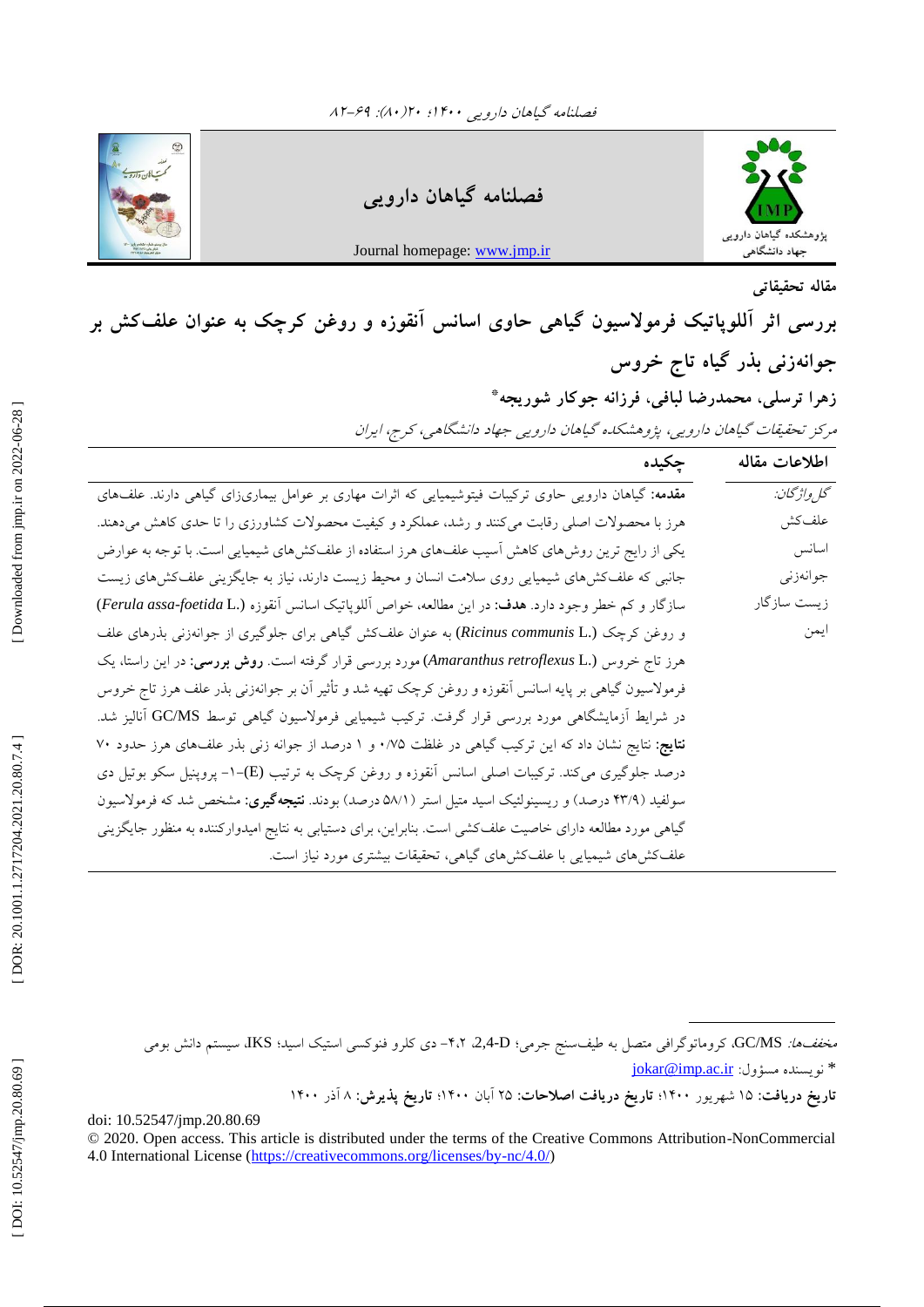فصلنامه گیاهان دارویی

Journal homepage: www.jmp.ir

پژوهشکده گیاهان دارویی
جهاد دانشگاهی

مقاله تحقیقاتی

# بررسی اثر آللوپاتیک فرمولاسیون گیاهی حاوی اسانس آنقوزه و روغن کرچک به عنوان علف‌کش بر جوانه‌زنی بذر گیاه تاج خروس

**زهرا ترسلی، محمدرضا لبافی، فرزانه جوکار شوریجه***

مرکز تحقیقات گیاهان دارویی، پژوهشکده گیاهان دارویی جهاد دانشگاهی، کرج، ایران

**اطلاعات مقاله**

*گل‌واژگان:*
علف‌کش
اسانس
جوانه‌زنی
زیست سازگار
ایمن

**چکیده**

**مقدمه:** گیاهان دارویی حاوی ترکیبات فیتوشیمیایی که اثرات مهاری بر عوامل بیماری‌زای گیاهی دارند. علف‌های هرز با محصولات اصلی رقابت می‌کنند و رشد، عملکرد و کیفیت محصولات کشاورزی را تا حدی کاهش می‌دهند. یکی از رایج ترین روش‌های کاهش آسیب علف‌های هرز استفاده از علف‌کش‌های شیمیایی است. با توجه به عوارض جانبی که علف‌کش‌های شیمیایی روی سلامت انسان و محیط زیست دارند، نیاز به جایگزینی علف‌کش‌های زیست سازگار و کم خطر وجود دارد. **هدف:** در این مطالعه، خواص آللوپاتیک اسانس آنقوزه (*Ferula assa-foetida* L.) و روغن کرچک (*Ricinus communis* L.) به عنوان علف‌کش گیاهی برای جلوگیری از جوانه‌زنی بذرهای علف هرز تاج خروس (*Amaranthus retroflexus* L.) مورد بررسی قرار گرفته است. **روش بررسی:** در این راستا، یک فرمولاسیون گیاهی بر پایه اسانس آنقوزه و روغن کرچک تهیه شد و تأثیر آن بر جوانه‌زنی بذر علف هرز تاج خروس در شرایط آزمایشگاهی مورد بررسی قرار گرفت. ترکیب شیمیایی فرمولاسیون گیاهی توسط GC/MS آنالیز شد. **نتایج:** نتایج نشان داد که این ترکیب گیاهی در غلظت ۰/۷۵ و ۱ درصد از جوانه زنی بذر علف‌های هرز حدود ۷۰ درصد جلوگیری می‌کند. ترکیبات اصلی اسانس آنقوزه و روغن کرچک به ترتیب (E)-۱- پروپنیل سکو بوتیل دی سولفید (۴۳/۹ درصد) و ریسینولئیک اسید متیل استر (۵۸/۱ درصد) بودند. **نتیجه‌گیری:** مشخص شد که فرمولاسیون گیاهی مورد مطالعه دارای خاصیت علف‌کشی است. بنابراین، برای دستیابی به نتایج امیدوارکننده به منظور جایگزینی علف‌کش‌های شیمیایی با علف‌کش‌های گیاهی، تحقیقات بیشتری مورد نیاز است.

---

*مخفف‌ها:* GC/MS، کروماتوگرافی متصل به طیف‌سنج جرمی؛ 2,4-D، ۲،۴- دی کلرو فنوکسی استیک اسید؛ IKS، سیستم دانش بومی

\* نویسنده مسؤول: jokar@imp.ac.ir

**تاریخ دریافت:** ۱۵ شهریور ۱۴۰۰؛ **تاریخ دریافت اصلاحات:** ۲۵ آبان ۱۴۰۰؛ **تاریخ پذیرش:** ۸ آذر ۱۴۰۰

doi: 10.52547/jmp.20.80.69

© 2020. Open access. This article is distributed under the terms of the Creative Commons Attribution-NonCommercial 4.0 International License (https://creativecommons.org/licenses/by-nc/4.0/)